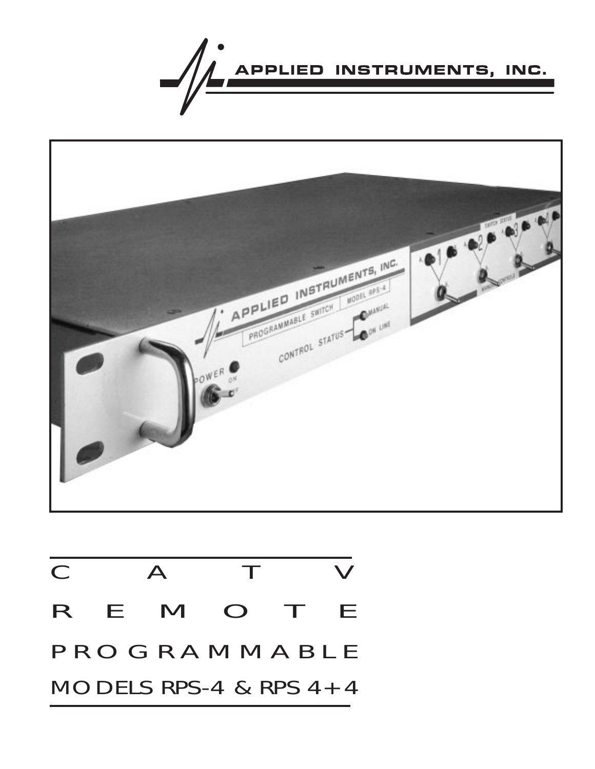APPLIED INSTRUMENTS, INC.

# CATV REMOTE PROGRAMMABLE

## MODELS RPS-4 & RPS 4+4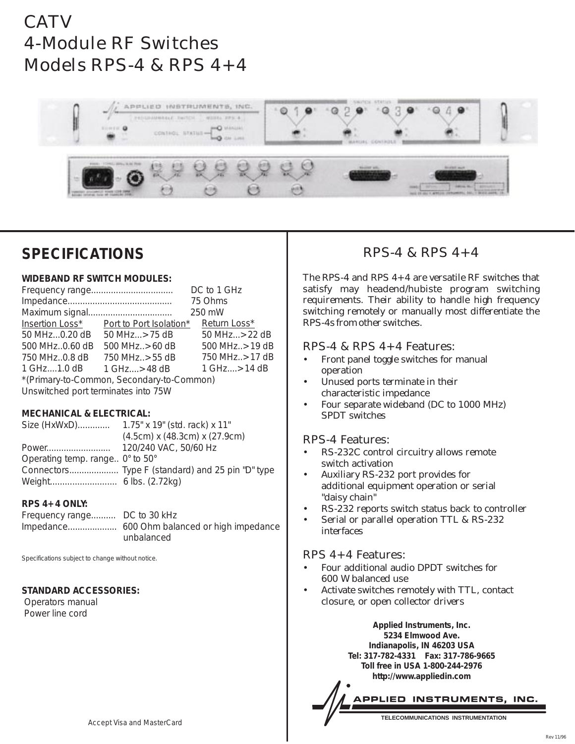# CATV
# 4-Module RF Switches
# Models RPS-4 & RPS 4+4

## SPECIFICATIONS

**WIDEBAND RF SWITCH MODULES:**

Frequency range................................. DC to 1 GHz
Impedance.......................................... 75 Ohms
Maximum signal................................. 250 mW

| Insertion Loss* | Port to Port Isolation* | Return Loss* |
|---|---|---|
| 50 MHz...0.20 dB | 50 MHz...>75 dB | 50 MHz...>22 dB |
| 500 MHz..0.60 dB | 500 MHz..>60 dB | 500 MHz..>19 dB |
| 750 MHz..0.8 dB | 750 MHz..>55 dB | 750 MHz..>17 dB |
| 1 GHz....1.0 dB | 1 GHz....>48 dB | 1 GHz....>14 dB |

*(Primary-to-Common, Secondary-to-Common)
Unswitched port terminates into 75W

**MECHANICAL & ELECTRICAL:**

Size (HxWxD)............. 1.75" x 19" (std. rack) x 11"
(4.5cm) x (48.3cm) x (27.9cm)
Power.......................... 120/240 VAC, 50/60 Hz
Operating temp. range.. 0° to 50°
Connectors.................... Type F (standard) and 25 pin "D" type
Weight........................... 6 lbs. (2.72kg)

**RPS 4+4 ONLY:**

Frequency range.......... DC to 30 kHz
Impedance.................... 600 Ohm balanced or high impedance unbalanced

Specifications subject to change without notice.

**STANDARD ACCESSORIES:**

Operators manual
Power line cord

Accept Visa and MasterCard

## RPS-4 & RPS 4+4

The RPS-4 and RPS 4+4 are versatile RF switches that satisfy may headend/hubiste program switching requirements. Their ability to handle high frequency switching remotely or manually most differentiate the RPS-4s from other switches.

### RPS-4 & RPS 4+4 Features:

- Front panel toggle switches for manual operation
- Unused ports terminate in their characteristic impedance
- Four separate wideband (DC to 1000 MHz) SPDT switches

### RPS-4 Features:

- RS-232C control circuitry allows remote switch activation
- Auxiliary RS-232 port provides for additional equipment operation or serial "daisy chain"
- RS-232 reports switch status back to controller
- Serial or parallel operation TTL & RS-232 interfaces

### RPS 4+4 Features:

- Four additional audio DPDT switches for 600 W balanced use
- Activate switches remotely with TTL, contact closure, or open collector drivers

**Applied Instruments, Inc.**
**5234 Elmwood Ave.**
**Indianapolis, IN 46203 USA**
**Tel: 317-782-4331 Fax: 317-786-9665**
**Toll free in USA 1-800-244-2976**
**http://www.appliedin.com**

APPLIED INSTRUMENTS, INC.
TELECOMMUNICATIONS INSTRUMENTATION

Rev 11/96